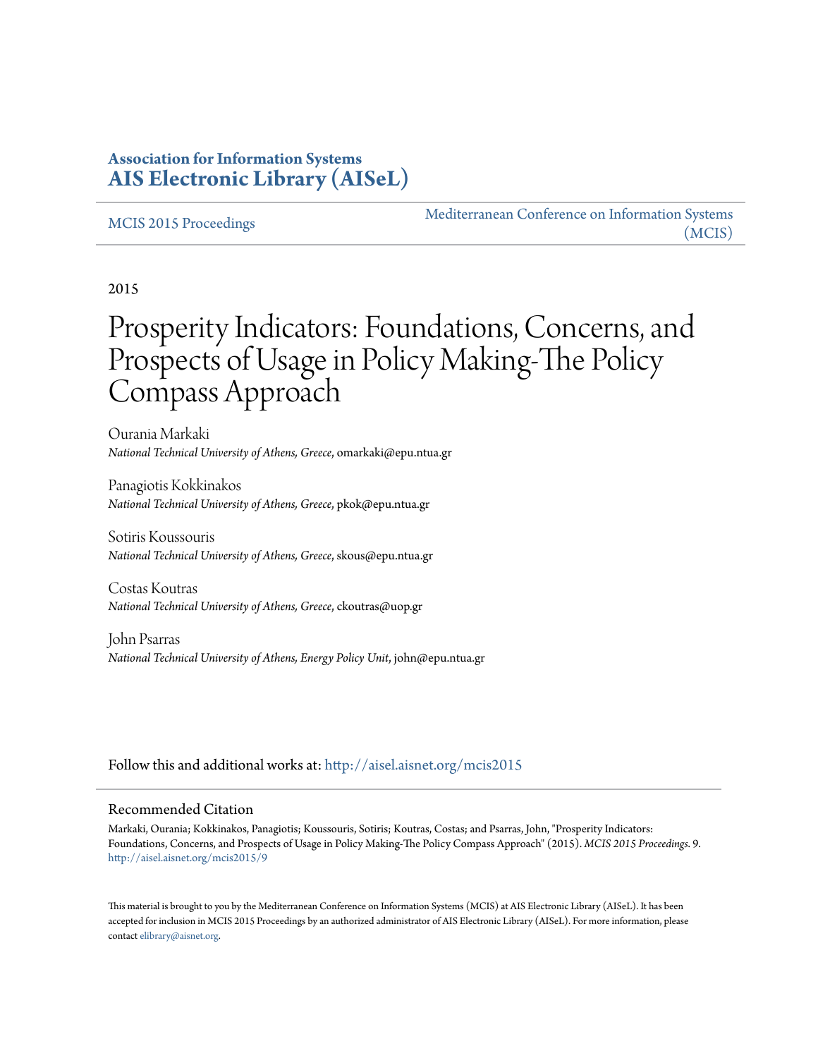**Association for Information Systems**
**AIS Electronic Library (AISeL)**

MCIS 2015 Proceedings

Mediterranean Conference on Information Systems (MCIS)

2015

# Prosperity Indicators: Foundations, Concerns, and Prospects of Usage in Policy Making-The Policy Compass Approach

Ourania Markaki
*National Technical University of Athens, Greece*, omarkaki@epu.ntua.gr

Panagiotis Kokkinakos
*National Technical University of Athens, Greece*, pkok@epu.ntua.gr

Sotiris Koussouris
*National Technical University of Athens, Greece*, skous@epu.ntua.gr

Costas Koutras
*National Technical University of Athens, Greece*, ckoutras@uop.gr

John Psarras
*National Technical University of Athens, Energy Policy Unit*, john@epu.ntua.gr

Follow this and additional works at: http://aisel.aisnet.org/mcis2015

## Recommended Citation

Markaki, Ourania; Kokkinakos, Panagiotis; Koussouris, Sotiris; Koutras, Costas; and Psarras, John, "Prosperity Indicators: Foundations, Concerns, and Prospects of Usage in Policy Making-The Policy Compass Approach" (2015). *MCIS 2015 Proceedings*. 9.
http://aisel.aisnet.org/mcis2015/9

This material is brought to you by the Mediterranean Conference on Information Systems (MCIS) at AIS Electronic Library (AISeL). It has been accepted for inclusion in MCIS 2015 Proceedings by an authorized administrator of AIS Electronic Library (AISeL). For more information, please contact elibrary@aisnet.org.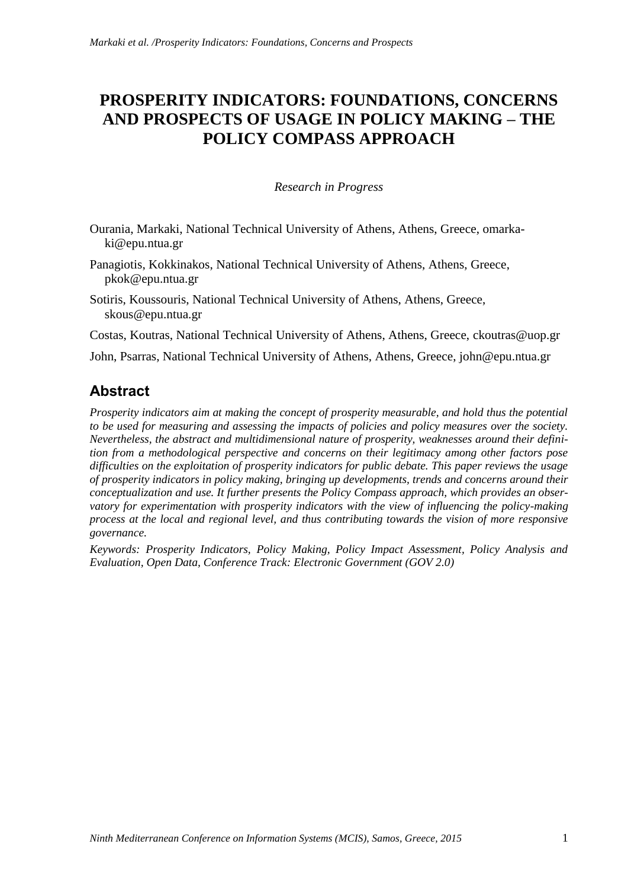# PROSPERITY INDICATORS: FOUNDATIONS, CONCERNS AND PROSPECTS OF USAGE IN POLICY MAKING – THE POLICY COMPASS APPROACH

*Research in Progress*

Ourania, Markaki, National Technical University of Athens, Athens, Greece, omarkaki@epu.ntua.gr

Panagiotis, Kokkinakos, National Technical University of Athens, Athens, Greece, pkok@epu.ntua.gr

Sotiris, Koussouris, National Technical University of Athens, Athens, Greece, skous@epu.ntua.gr

Costas, Koutras, National Technical University of Athens, Athens, Greece, ckoutras@uop.gr

John, Psarras, National Technical University of Athens, Athens, Greece, john@epu.ntua.gr

## Abstract

*Prosperity indicators aim at making the concept of prosperity measurable, and hold thus the potential to be used for measuring and assessing the impacts of policies and policy measures over the society. Nevertheless, the abstract and multidimensional nature of prosperity, weaknesses around their definition from a methodological perspective and concerns on their legitimacy among other factors pose difficulties on the exploitation of prosperity indicators for public debate. This paper reviews the usage of prosperity indicators in policy making, bringing up developments, trends and concerns around their conceptualization and use. It further presents the Policy Compass approach, which provides an observatory for experimentation with prosperity indicators with the view of influencing the policy-making process at the local and regional level, and thus contributing towards the vision of more responsive governance.*

*Keywords: Prosperity Indicators, Policy Making, Policy Impact Assessment, Policy Analysis and Evaluation, Open Data, Conference Track: Electronic Government (GOV 2.0)*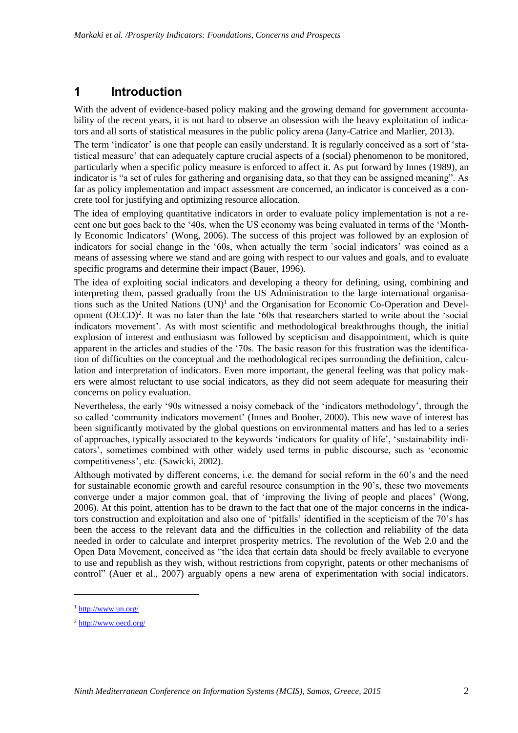# 1 Introduction

With the advent of evidence-based policy making and the growing demand for government accountability of the recent years, it is not hard to observe an obsession with the heavy exploitation of indicators and all sorts of statistical measures in the public policy arena (Jany-Catrice and Marlier, 2013).

The term 'indicator' is one that people can easily understand. It is regularly conceived as a sort of 'statistical measure' that can adequately capture crucial aspects of a (social) phenomenon to be monitored, particularly when a specific policy measure is enforced to affect it. As put forward by Innes (1989), an indicator is "a set of rules for gathering and organising data, so that they can be assigned meaning". As far as policy implementation and impact assessment are concerned, an indicator is conceived as a concrete tool for justifying and optimizing resource allocation.

The idea of employing quantitative indicators in order to evaluate policy implementation is not a recent one but goes back to the '40s, when the US economy was being evaluated in terms of the 'Monthly Economic Indicators' (Wong, 2006). The success of this project was followed by an explosion of indicators for social change in the '60s, when actually the term `social indicators' was coined as a means of assessing where we stand and are going with respect to our values and goals, and to evaluate specific programs and determine their impact (Bauer, 1996).

The idea of exploiting social indicators and developing a theory for defining, using, combining and interpreting them, passed gradually from the US Administration to the large international organisations such as the United Nations (UN)[1] and the Organisation for Economic Co-Operation and Development (OECD)[2]. It was no later than the late '60s that researchers started to write about the 'social indicators movement'. As with most scientific and methodological breakthroughs though, the initial explosion of interest and enthusiasm was followed by scepticism and disappointment, which is quite apparent in the articles and studies of the '70s. The basic reason for this frustration was the identification of difficulties on the conceptual and the methodological recipes surrounding the definition, calculation and interpretation of indicators. Even more important, the general feeling was that policy makers were almost reluctant to use social indicators, as they did not seem adequate for measuring their concerns on policy evaluation.

Nevertheless, the early '90s witnessed a noisy comeback of the 'indicators methodology', through the so called 'community indicators movement' (Innes and Booher, 2000). This new wave of interest has been significantly motivated by the global questions on environmental matters and has led to a series of approaches, typically associated to the keywords 'indicators for quality of life', 'sustainability indicators', sometimes combined with other widely used terms in public discourse, such as 'economic competitiveness', etc. (Sawicki, 2002).

Although motivated by different concerns, i.e. the demand for social reform in the 60's and the need for sustainable economic growth and careful resource consumption in the 90's, these two movements converge under a major common goal, that of 'improving the living of people and places' (Wong, 2006). At this point, attention has to be drawn to the fact that one of the major concerns in the indicators construction and exploitation and also one of 'pitfalls' identified in the scepticism of the 70's has been the access to the relevant data and the difficulties in the collection and reliability of the data needed in order to calculate and interpret prosperity metrics. The revolution of the Web 2.0 and the Open Data Movement, conceived as "the idea that certain data should be freely available to everyone to use and republish as they wish, without restrictions from copyright, patents or other mechanisms of control" (Auer et al., 2007) arguably opens a new arena of experimentation with social indicators.

---

[1] http://www.un.org/

[2] http://www.oecd.org/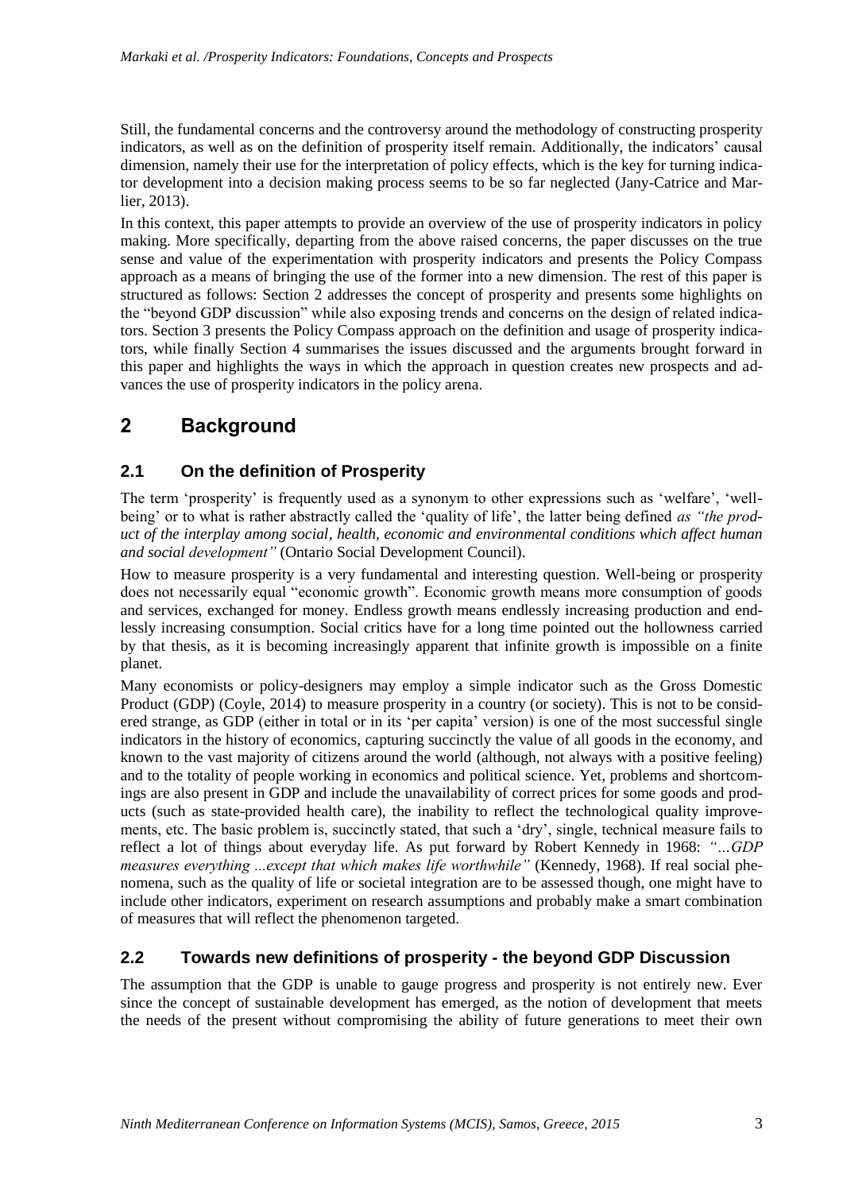Still, the fundamental concerns and the controversy around the methodology of constructing prosperity indicators, as well as on the definition of prosperity itself remain. Additionally, the indicators' causal dimension, namely their use for the interpretation of policy effects, which is the key for turning indicator development into a decision making process seems to be so far neglected (Jany-Catrice and Marlier, 2013).

In this context, this paper attempts to provide an overview of the use of prosperity indicators in policy making. More specifically, departing from the above raised concerns, the paper discusses on the true sense and value of the experimentation with prosperity indicators and presents the Policy Compass approach as a means of bringing the use of the former into a new dimension. The rest of this paper is structured as follows: Section 2 addresses the concept of prosperity and presents some highlights on the "beyond GDP discussion" while also exposing trends and concerns on the design of related indicators. Section 3 presents the Policy Compass approach on the definition and usage of prosperity indicators, while finally Section 4 summarises the issues discussed and the arguments brought forward in this paper and highlights the ways in which the approach in question creates new prospects and advances the use of prosperity indicators in the policy arena.

# 2 Background

## 2.1 On the definition of Prosperity

The term 'prosperity' is frequently used as a synonym to other expressions such as 'welfare', 'well-being' or to what is rather abstractly called the 'quality of life', the latter being defined *as "the product of the interplay among social, health, economic and environmental conditions which affect human and social development"* (Ontario Social Development Council).

How to measure prosperity is a very fundamental and interesting question. Well-being or prosperity does not necessarily equal "economic growth". Economic growth means more consumption of goods and services, exchanged for money. Endless growth means endlessly increasing production and endlessly increasing consumption. Social critics have for a long time pointed out the hollowness carried by that thesis, as it is becoming increasingly apparent that infinite growth is impossible on a finite planet.

Many economists or policy-designers may employ a simple indicator such as the Gross Domestic Product (GDP) (Coyle, 2014) to measure prosperity in a country (or society). This is not to be considered strange, as GDP (either in total or in its 'per capita' version) is one of the most successful single indicators in the history of economics, capturing succinctly the value of all goods in the economy, and known to the vast majority of citizens around the world (although, not always with a positive feeling) and to the totality of people working in economics and political science. Yet, problems and shortcomings are also present in GDP and include the unavailability of correct prices for some goods and products (such as state-provided health care), the inability to reflect the technological quality improvements, etc. The basic problem is, succinctly stated, that such a 'dry', single, technical measure fails to reflect a lot of things about everyday life. As put forward by Robert Kennedy in 1968: *"…GDP measures everything ...except that which makes life worthwhile"* (Kennedy, 1968). If real social phenomena, such as the quality of life or societal integration are to be assessed though, one might have to include other indicators, experiment on research assumptions and probably make a smart combination of measures that will reflect the phenomenon targeted.

## 2.2 Towards new definitions of prosperity - the beyond GDP Discussion

The assumption that the GDP is unable to gauge progress and prosperity is not entirely new. Ever since the concept of sustainable development has emerged, as the notion of development that meets the needs of the present without compromising the ability of future generations to meet their own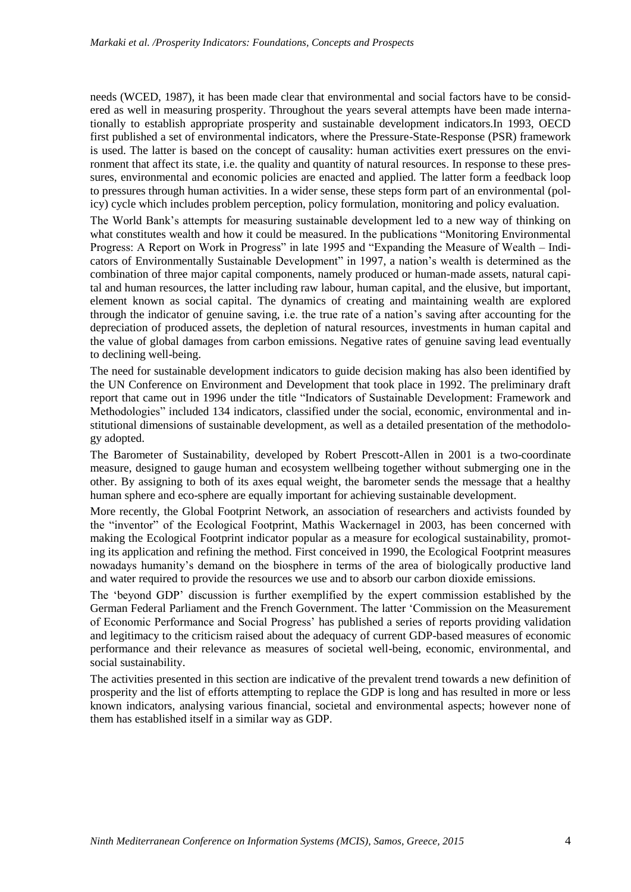needs (WCED, 1987), it has been made clear that environmental and social factors have to be considered as well in measuring prosperity. Throughout the years several attempts have been made internationally to establish appropriate prosperity and sustainable development indicators.In 1993, OECD first published a set of environmental indicators, where the Pressure-State-Response (PSR) framework is used. The latter is based on the concept of causality: human activities exert pressures on the environment that affect its state, i.e. the quality and quantity of natural resources. In response to these pressures, environmental and economic policies are enacted and applied. The latter form a feedback loop to pressures through human activities. In a wider sense, these steps form part of an environmental (policy) cycle which includes problem perception, policy formulation, monitoring and policy evaluation.

The World Bank's attempts for measuring sustainable development led to a new way of thinking on what constitutes wealth and how it could be measured. In the publications "Monitoring Environmental Progress: A Report on Work in Progress" in late 1995 and "Expanding the Measure of Wealth – Indicators of Environmentally Sustainable Development" in 1997, a nation's wealth is determined as the combination of three major capital components, namely produced or human-made assets, natural capital and human resources, the latter including raw labour, human capital, and the elusive, but important, element known as social capital. The dynamics of creating and maintaining wealth are explored through the indicator of genuine saving, i.e. the true rate of a nation's saving after accounting for the depreciation of produced assets, the depletion of natural resources, investments in human capital and the value of global damages from carbon emissions. Negative rates of genuine saving lead eventually to declining well-being.

The need for sustainable development indicators to guide decision making has also been identified by the UN Conference on Environment and Development that took place in 1992. The preliminary draft report that came out in 1996 under the title "Indicators of Sustainable Development: Framework and Methodologies" included 134 indicators, classified under the social, economic, environmental and institutional dimensions of sustainable development, as well as a detailed presentation of the methodology adopted.

The Barometer of Sustainability, developed by Robert Prescott-Allen in 2001 is a two-coordinate measure, designed to gauge human and ecosystem wellbeing together without submerging one in the other. By assigning to both of its axes equal weight, the barometer sends the message that a healthy human sphere and eco-sphere are equally important for achieving sustainable development.

More recently, the Global Footprint Network, an association of researchers and activists founded by the "inventor" of the Ecological Footprint, Mathis Wackernagel in 2003, has been concerned with making the Ecological Footprint indicator popular as a measure for ecological sustainability, promoting its application and refining the method. First conceived in 1990, the Ecological Footprint measures nowadays humanity's demand on the biosphere in terms of the area of biologically productive land and water required to provide the resources we use and to absorb our carbon dioxide emissions.

The 'beyond GDP' discussion is further exemplified by the expert commission established by the German Federal Parliament and the French Government. The latter 'Commission on the Measurement of Economic Performance and Social Progress' has published a series of reports providing validation and legitimacy to the criticism raised about the adequacy of current GDP-based measures of economic performance and their relevance as measures of societal well-being, economic, environmental, and social sustainability.

The activities presented in this section are indicative of the prevalent trend towards a new definition of prosperity and the list of efforts attempting to replace the GDP is long and has resulted in more or less known indicators, analysing various financial, societal and environmental aspects; however none of them has established itself in a similar way as GDP.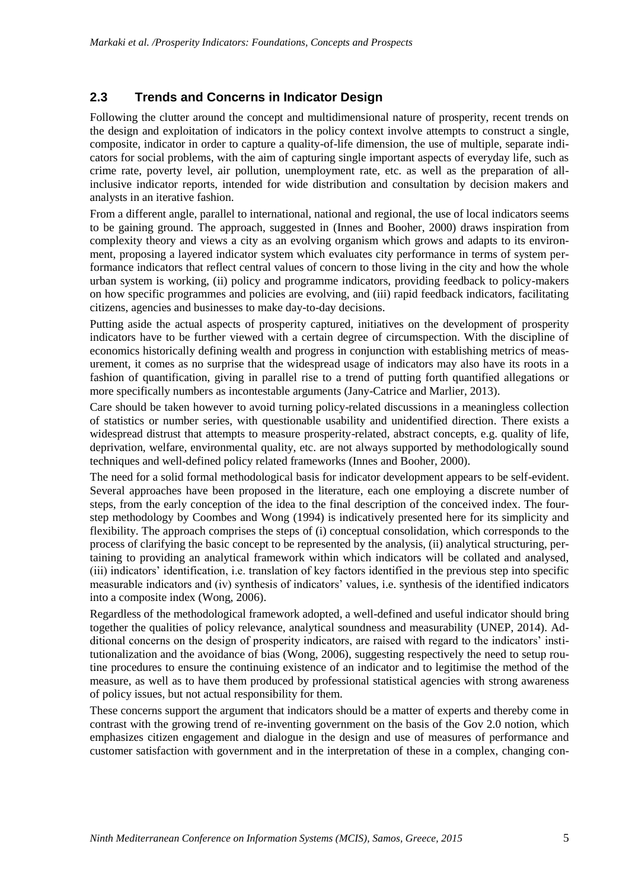## 2.3 Trends and Concerns in Indicator Design

Following the clutter around the concept and multidimensional nature of prosperity, recent trends on the design and exploitation of indicators in the policy context involve attempts to construct a single, composite, indicator in order to capture a quality-of-life dimension, the use of multiple, separate indicators for social problems, with the aim of capturing single important aspects of everyday life, such as crime rate, poverty level, air pollution, unemployment rate, etc. as well as the preparation of all-inclusive indicator reports, intended for wide distribution and consultation by decision makers and analysts in an iterative fashion.

From a different angle, parallel to international, national and regional, the use of local indicators seems to be gaining ground. The approach, suggested in (Innes and Booher, 2000) draws inspiration from complexity theory and views a city as an evolving organism which grows and adapts to its environment, proposing a layered indicator system which evaluates city performance in terms of system performance indicators that reflect central values of concern to those living in the city and how the whole urban system is working, (ii) policy and programme indicators, providing feedback to policy-makers on how specific programmes and policies are evolving, and (iii) rapid feedback indicators, facilitating citizens, agencies and businesses to make day-to-day decisions.

Putting aside the actual aspects of prosperity captured, initiatives on the development of prosperity indicators have to be further viewed with a certain degree of circumspection. With the discipline of economics historically defining wealth and progress in conjunction with establishing metrics of measurement, it comes as no surprise that the widespread usage of indicators may also have its roots in a fashion of quantification, giving in parallel rise to a trend of putting forth quantified allegations or more specifically numbers as incontestable arguments (Jany-Catrice and Marlier, 2013).

Care should be taken however to avoid turning policy-related discussions in a meaningless collection of statistics or number series, with questionable usability and unidentified direction. There exists a widespread distrust that attempts to measure prosperity-related, abstract concepts, e.g. quality of life, deprivation, welfare, environmental quality, etc. are not always supported by methodologically sound techniques and well-defined policy related frameworks (Innes and Booher, 2000).

The need for a solid formal methodological basis for indicator development appears to be self-evident. Several approaches have been proposed in the literature, each one employing a discrete number of steps, from the early conception of the idea to the final description of the conceived index. The four-step methodology by Coombes and Wong (1994) is indicatively presented here for its simplicity and flexibility. The approach comprises the steps of (i) conceptual consolidation, which corresponds to the process of clarifying the basic concept to be represented by the analysis, (ii) analytical structuring, pertaining to providing an analytical framework within which indicators will be collated and analysed, (iii) indicators' identification, i.e. translation of key factors identified in the previous step into specific measurable indicators and (iv) synthesis of indicators' values, i.e. synthesis of the identified indicators into a composite index (Wong, 2006).

Regardless of the methodological framework adopted, a well-defined and useful indicator should bring together the qualities of policy relevance, analytical soundness and measurability (UNEP, 2014). Additional concerns on the design of prosperity indicators, are raised with regard to the indicators' institutionalization and the avoidance of bias (Wong, 2006), suggesting respectively the need to setup routine procedures to ensure the continuing existence of an indicator and to legitimise the method of the measure, as well as to have them produced by professional statistical agencies with strong awareness of policy issues, but not actual responsibility for them.

These concerns support the argument that indicators should be a matter of experts and thereby come in contrast with the growing trend of re-inventing government on the basis of the Gov 2.0 notion, which emphasizes citizen engagement and dialogue in the design and use of measures of performance and customer satisfaction with government and in the interpretation of these in a complex, changing con-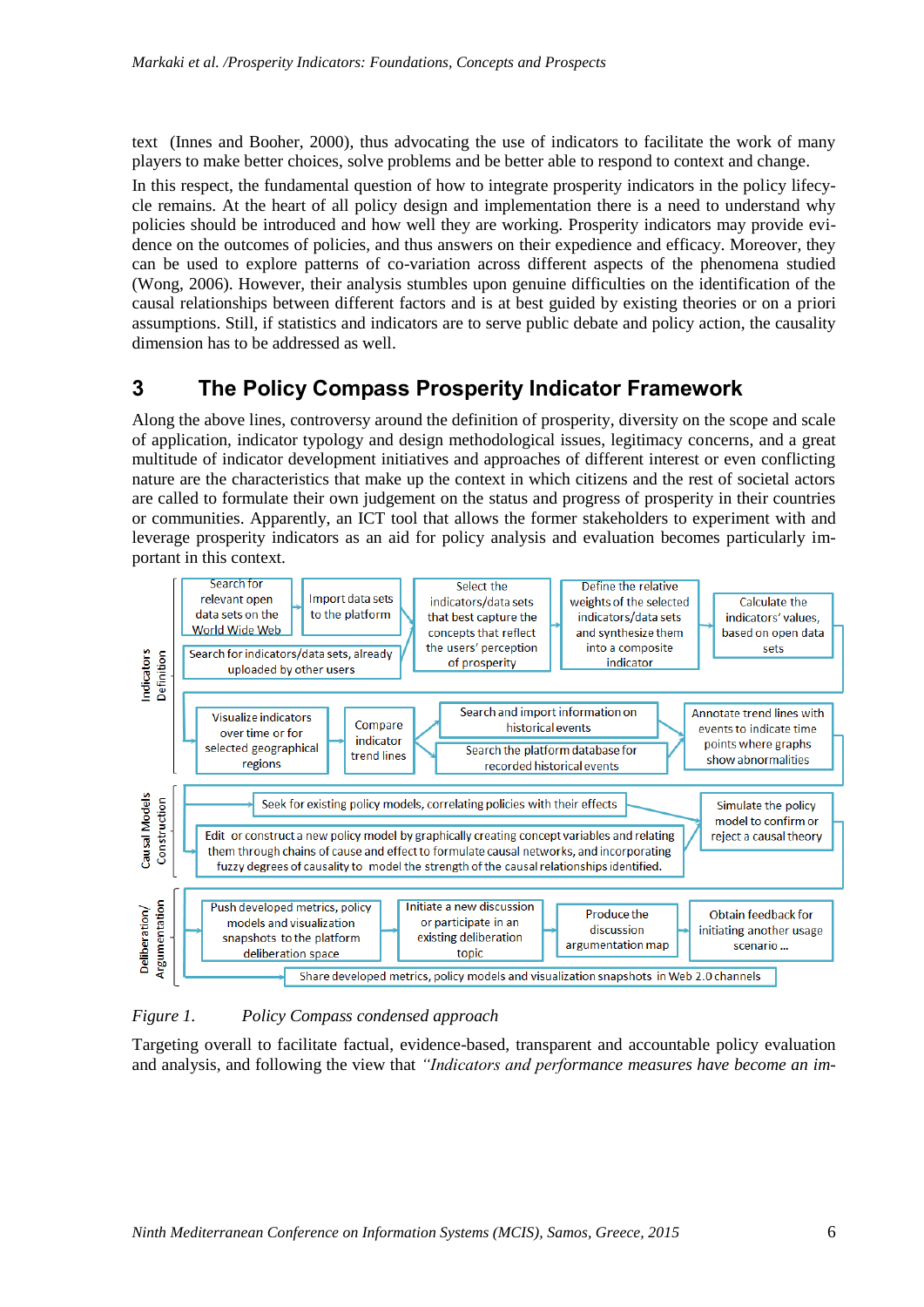text (Innes and Booher, 2000), thus advocating the use of indicators to facilitate the work of many players to make better choices, solve problems and be better able to respond to context and change.

In this respect, the fundamental question of how to integrate prosperity indicators in the policy lifecycle remains. At the heart of all policy design and implementation there is a need to understand why policies should be introduced and how well they are working. Prosperity indicators may provide evidence on the outcomes of policies, and thus answers on their expedience and efficacy. Moreover, they can be used to explore patterns of co-variation across different aspects of the phenomena studied (Wong, 2006). However, their analysis stumbles upon genuine difficulties on the identification of the causal relationships between different factors and is at best guided by existing theories or on a priori assumptions. Still, if statistics and indicators are to serve public debate and policy action, the causality dimension has to be addressed as well.

## 3 The Policy Compass Prosperity Indicator Framework

Along the above lines, controversy around the definition of prosperity, diversity on the scope and scale of application, indicator typology and design methodological issues, legitimacy concerns, and a great multitude of indicator development initiatives and approaches of different interest or even conflicting nature are the characteristics that make up the context in which citizens and the rest of societal actors are called to formulate their own judgement on the status and progress of prosperity in their countries or communities. Apparently, an ICT tool that allows the former stakeholders to experiment with and leverage prosperity indicators as an aid for policy analysis and evaluation becomes particularly important in this context.

Indicators Definition: Search for relevant open data sets on the World Wide Web → Import data sets to the platform → Select the indicators/data sets that best capture the concepts that reflect the users' perception of prosperity → Define the relative weights of the selected indicators/data sets and synthesize them into a composite indicator → Calculate the indicators' values, based on open data sets; Search for indicators/data sets, already uploaded by other users; Visualize indicators over time or for selected geographical regions → Compare indicator trend lines → Search and import information on historical events / Search the platform database for recorded historical events → Annotate trend lines with events to indicate time points where graphs show abnormalities

Causal Models Construction: Seek for existing policy models, correlating policies with their effects; Edit or construct a new policy model by graphically creating concept variables and relating them through chains of cause and effect to formulate causal networks, and incorporating fuzzy degrees of causality to model the strength of the causal relationships identified → Simulate the policy model to confirm or reject a causal theory

Deliberation/Argumentation: Push developed metrics, policy models and visualization snapshots to the platform deliberation space → Initiate a new discussion or participate in an existing deliberation topic → Produce the discussion argumentation map → Obtain feedback for initiating another usage scenario ...; Share developed metrics, policy models and visualization snapshots in Web 2.0 channels

*Figure 1. Policy Compass condensed approach*

Targeting overall to facilitate factual, evidence-based, transparent and accountable policy evaluation and analysis, and following the view that *"Indicators and performance measures have become an im-*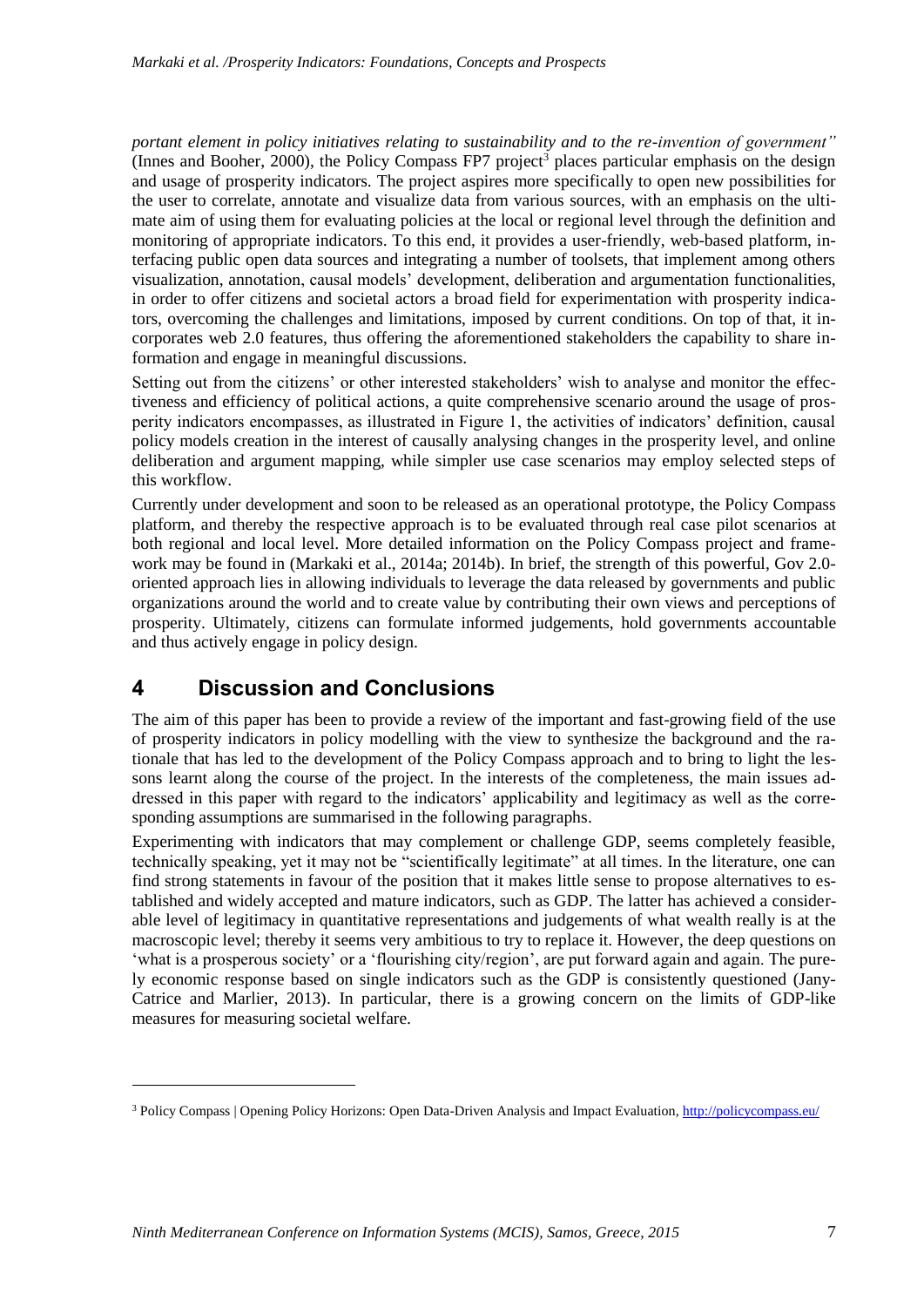*portant element in policy initiatives relating to sustainability and to the re-invention of government"* (Innes and Booher, 2000), the Policy Compass FP7 project[3] places particular emphasis on the design and usage of prosperity indicators. The project aspires more specifically to open new possibilities for the user to correlate, annotate and visualize data from various sources, with an emphasis on the ultimate aim of using them for evaluating policies at the local or regional level through the definition and monitoring of appropriate indicators. To this end, it provides a user-friendly, web-based platform, interfacing public open data sources and integrating a number of toolsets, that implement among others visualization, annotation, causal models' development, deliberation and argumentation functionalities, in order to offer citizens and societal actors a broad field for experimentation with prosperity indicators, overcoming the challenges and limitations, imposed by current conditions. On top of that, it incorporates web 2.0 features, thus offering the aforementioned stakeholders the capability to share information and engage in meaningful discussions.

Setting out from the citizens' or other interested stakeholders' wish to analyse and monitor the effectiveness and efficiency of political actions, a quite comprehensive scenario around the usage of prosperity indicators encompasses, as illustrated in Figure 1, the activities of indicators' definition, causal policy models creation in the interest of causally analysing changes in the prosperity level, and online deliberation and argument mapping, while simpler use case scenarios may employ selected steps of this workflow.

Currently under development and soon to be released as an operational prototype, the Policy Compass platform, and thereby the respective approach is to be evaluated through real case pilot scenarios at both regional and local level. More detailed information on the Policy Compass project and framework may be found in (Markaki et al., 2014a; 2014b). In brief, the strength of this powerful, Gov 2.0-oriented approach lies in allowing individuals to leverage the data released by governments and public organizations around the world and to create value by contributing their own views and perceptions of prosperity. Ultimately, citizens can formulate informed judgements, hold governments accountable and thus actively engage in policy design.

# 4 Discussion and Conclusions

The aim of this paper has been to provide a review of the important and fast-growing field of the use of prosperity indicators in policy modelling with the view to synthesize the background and the rationale that has led to the development of the Policy Compass approach and to bring to light the lessons learnt along the course of the project. In the interests of the completeness, the main issues addressed in this paper with regard to the indicators' applicability and legitimacy as well as the corresponding assumptions are summarised in the following paragraphs.

Experimenting with indicators that may complement or challenge GDP, seems completely feasible, technically speaking, yet it may not be "scientifically legitimate" at all times. In the literature, one can find strong statements in favour of the position that it makes little sense to propose alternatives to established and widely accepted and mature indicators, such as GDP. The latter has achieved a considerable level of legitimacy in quantitative representations and judgements of what wealth really is at the macroscopic level; thereby it seems very ambitious to try to replace it. However, the deep questions on 'what is a prosperous society' or a 'flourishing city/region', are put forward again and again. The purely economic response based on single indicators such as the GDP is consistently questioned (Jany-Catrice and Marlier, 2013). In particular, there is a growing concern on the limits of GDP-like measures for measuring societal welfare.

[3] Policy Compass | Opening Policy Horizons: Open Data-Driven Analysis and Impact Evaluation, http://policycompass.eu/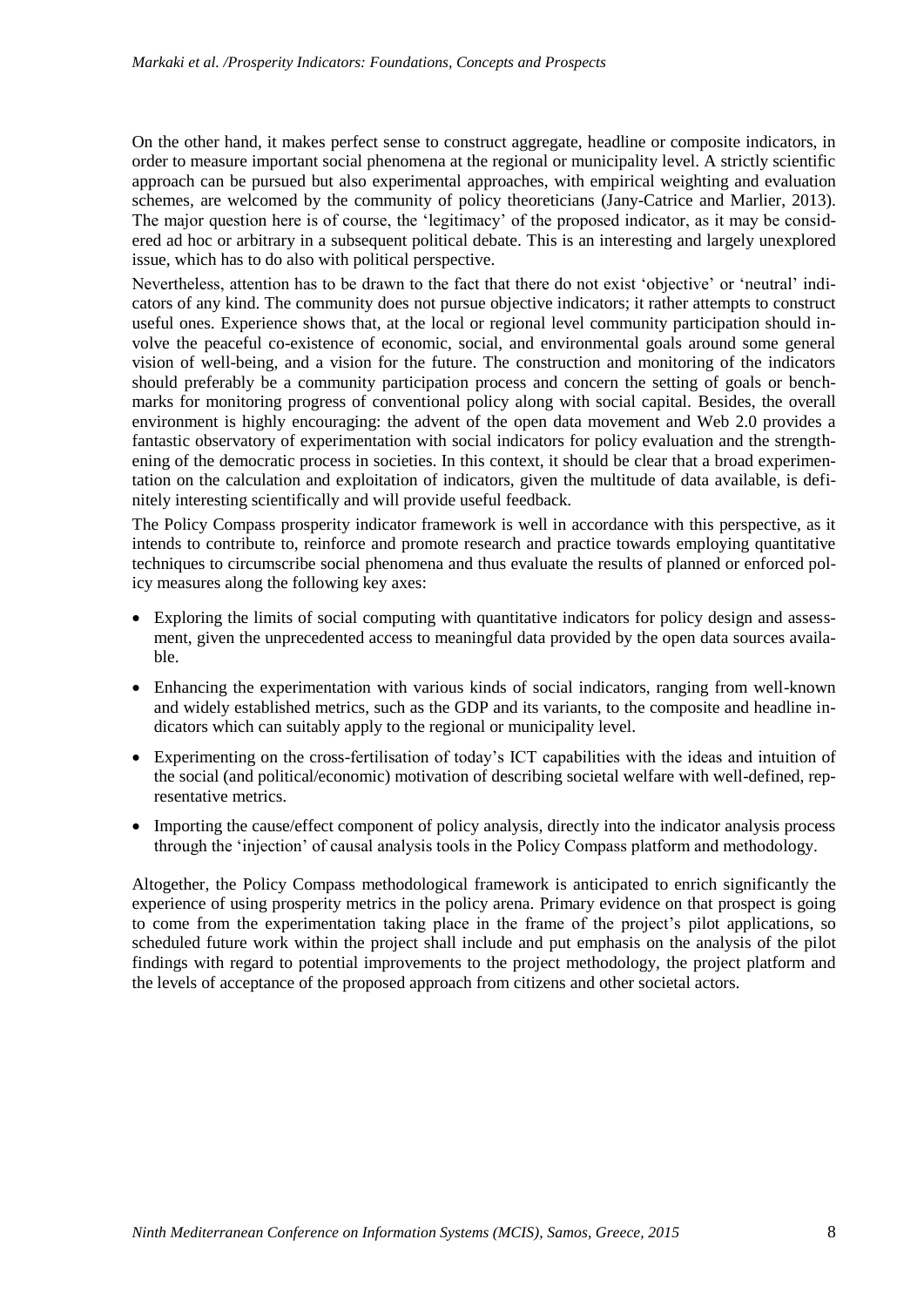On the other hand, it makes perfect sense to construct aggregate, headline or composite indicators, in order to measure important social phenomena at the regional or municipality level. A strictly scientific approach can be pursued but also experimental approaches, with empirical weighting and evaluation schemes, are welcomed by the community of policy theoreticians (Jany-Catrice and Marlier, 2013). The major question here is of course, the 'legitimacy' of the proposed indicator, as it may be considered ad hoc or arbitrary in a subsequent political debate. This is an interesting and largely unexplored issue, which has to do also with political perspective.

Nevertheless, attention has to be drawn to the fact that there do not exist 'objective' or 'neutral' indicators of any kind. The community does not pursue objective indicators; it rather attempts to construct useful ones. Experience shows that, at the local or regional level community participation should involve the peaceful co-existence of economic, social, and environmental goals around some general vision of well-being, and a vision for the future. The construction and monitoring of the indicators should preferably be a community participation process and concern the setting of goals or benchmarks for monitoring progress of conventional policy along with social capital. Besides, the overall environment is highly encouraging: the advent of the open data movement and Web 2.0 provides a fantastic observatory of experimentation with social indicators for policy evaluation and the strengthening of the democratic process in societies. In this context, it should be clear that a broad experimentation on the calculation and exploitation of indicators, given the multitude of data available, is definitely interesting scientifically and will provide useful feedback.

The Policy Compass prosperity indicator framework is well in accordance with this perspective, as it intends to contribute to, reinforce and promote research and practice towards employing quantitative techniques to circumscribe social phenomena and thus evaluate the results of planned or enforced policy measures along the following key axes:

- Exploring the limits of social computing with quantitative indicators for policy design and assessment, given the unprecedented access to meaningful data provided by the open data sources available.
- Enhancing the experimentation with various kinds of social indicators, ranging from well-known and widely established metrics, such as the GDP and its variants, to the composite and headline indicators which can suitably apply to the regional or municipality level.
- Experimenting on the cross-fertilisation of today's ICT capabilities with the ideas and intuition of the social (and political/economic) motivation of describing societal welfare with well-defined, representative metrics.
- Importing the cause/effect component of policy analysis, directly into the indicator analysis process through the 'injection' of causal analysis tools in the Policy Compass platform and methodology.

Altogether, the Policy Compass methodological framework is anticipated to enrich significantly the experience of using prosperity metrics in the policy arena. Primary evidence on that prospect is going to come from the experimentation taking place in the frame of the project's pilot applications, so scheduled future work within the project shall include and put emphasis on the analysis of the pilot findings with regard to potential improvements to the project methodology, the project platform and the levels of acceptance of the proposed approach from citizens and other societal actors.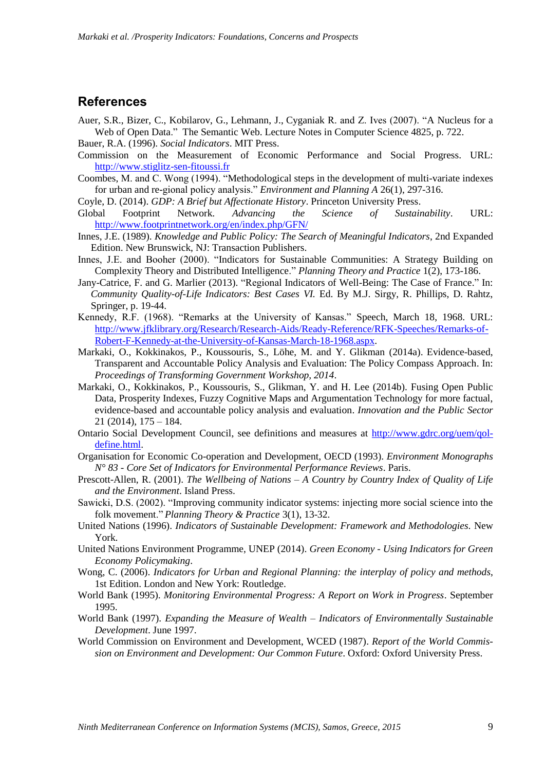## References

Auer, S.R., Bizer, C., Kobilarov, G., Lehmann, J., Cyganiak R. and Z. Ives (2007). "A Nucleus for a Web of Open Data." The Semantic Web. Lecture Notes in Computer Science 4825, p. 722.

Bauer, R.A. (1996). *Social Indicators*. MIT Press.

Commission on the Measurement of Economic Performance and Social Progress. URL: http://www.stiglitz-sen-fitoussi.fr

Coombes, M. and C. Wong (1994). "Methodological steps in the development of multi-variate indexes for urban and re-gional policy analysis." *Environment and Planning A* 26(1), 297-316.

Coyle, D. (2014). *GDP: A Brief but Affectionate History*. Princeton University Press.

Global Footprint Network. *Advancing the Science of Sustainability*. URL: http://www.footprintnetwork.org/en/index.php/GFN/

Innes, J.E. (1989). *Knowledge and Public Policy: The Search of Meaningful Indicators*, 2nd Expanded Edition. New Brunswick, NJ: Transaction Publishers.

Innes, J.E. and Booher (2000). "Indicators for Sustainable Communities: A Strategy Building on Complexity Theory and Distributed Intelligence." *Planning Theory and Practice* 1(2), 173-186.

Jany-Catrice, F. and G. Marlier (2013). "Regional Indicators of Well-Being: The Case of France." In: *Community Quality-of-Life Indicators: Best Cases VI.* Ed. By M.J. Sirgy, R. Phillips, D. Rahtz, Springer, p. 19-44.

Kennedy, R.F. (1968). "Remarks at the University of Kansas." Speech, March 18, 1968. URL: http://www.jfklibrary.org/Research/Research-Aids/Ready-Reference/RFK-Speeches/Remarks-of-Robert-F-Kennedy-at-the-University-of-Kansas-March-18-1968.aspx.

Markaki, O., Kokkinakos, P., Koussouris, S., Löhe, M. and Y. Glikman (2014a). Evidence-based, Transparent and Accountable Policy Analysis and Evaluation: The Policy Compass Approach. In: *Proceedings of Transforming Government Workshop, 2014*.

Markaki, O., Kokkinakos, P., Koussouris, S., Glikman, Y. and H. Lee (2014b). Fusing Open Public Data, Prosperity Indexes, Fuzzy Cognitive Maps and Argumentation Technology for more factual, evidence-based and accountable policy analysis and evaluation. *Innovation and the Public Sector* 21 (2014), 175 – 184.

Ontario Social Development Council, see definitions and measures at http://www.gdrc.org/uem/qol-define.html.

Organisation for Economic Co-operation and Development, OECD (1993). *Environment Monographs N° 83 - Core Set of Indicators for Environmental Performance Reviews*. Paris.

Prescott-Allen, R. (2001). *The Wellbeing of Nations – A Country by Country Index of Quality of Life and the Environment*. Island Press.

Sawicki, D.S. (2002). "Improving community indicator systems: injecting more social science into the folk movement." *Planning Theory & Practice* 3(1), 13-32.

United Nations (1996). *Indicators of Sustainable Development: Framework and Methodologies*. New York.

United Nations Environment Programme, UNEP (2014). *Green Economy - Using Indicators for Green Economy Policymaking*.

Wong, C. (2006). *Indicators for Urban and Regional Planning: the interplay of policy and methods*, 1st Edition. London and New York: Routledge.

World Bank (1995). *Monitoring Environmental Progress: A Report on Work in Progress*. September 1995.

World Bank (1997). *Expanding the Measure of Wealth – Indicators of Environmentally Sustainable Development*. June 1997.

World Commission on Environment and Development, WCED (1987). *Report of the World Commission on Environment and Development: Our Common Future*. Oxford: Oxford University Press.